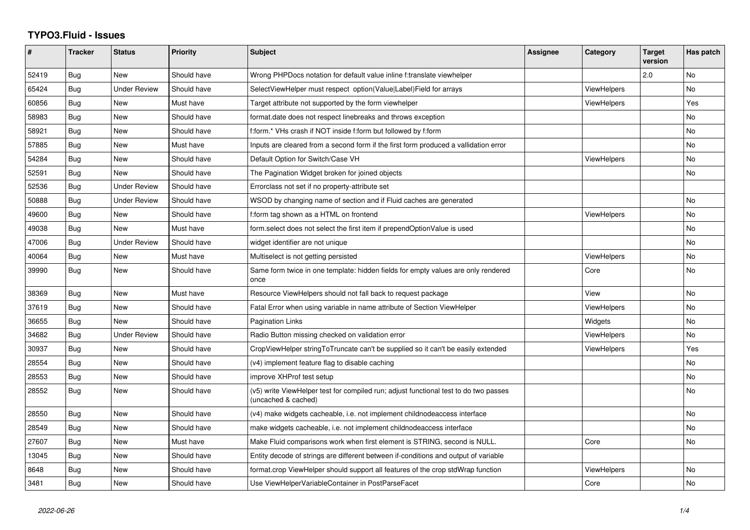# TYPO3.Fluid - Issues

| # | Tracker | Status | Priority | Subject | Assignee | Category | Target version | Has patch |
|---|---|---|---|---|---|---|---|---|
| 52419 | Bug | New | Should have | Wrong PHPDocs notation for default value inline f:translate viewhelper | | | 2.0 | No |
| 65424 | Bug | Under Review | Should have | SelectViewHelper must respect option(Value\|Label)Field for arrays | | ViewHelpers | | No |
| 60856 | Bug | New | Must have | Target attribute not supported by the form viewhelper | | ViewHelpers | | Yes |
| 58983 | Bug | New | Should have | format.date does not respect linebreaks and throws exception | | | | No |
| 58921 | Bug | New | Should have | f:form.* VHs crash if NOT inside f:form but followed by f:form | | | | No |
| 57885 | Bug | New | Must have | Inputs are cleared from a second form if the first form produced a vallidation error | | | | No |
| 54284 | Bug | New | Should have | Default Option for Switch/Case VH | | ViewHelpers | | No |
| 52591 | Bug | New | Should have | The Pagination Widget broken for joined objects | | | | No |
| 52536 | Bug | Under Review | Should have | Errorclass not set if no property-attribute set | | | | |
| 50888 | Bug | Under Review | Should have | WSOD by changing name of section and if Fluid caches are generated | | | | No |
| 49600 | Bug | New | Should have | f:form tag shown as a HTML on frontend | | ViewHelpers | | No |
| 49038 | Bug | New | Must have | form.select does not select the first item if prependOptionValue is used | | | | No |
| 47006 | Bug | Under Review | Should have | widget identifier are not unique | | | | No |
| 40064 | Bug | New | Must have | Multiselect is not getting persisted | | ViewHelpers | | No |
| 39990 | Bug | New | Should have | Same form twice in one template: hidden fields for empty values are only rendered once | | Core | | No |
| 38369 | Bug | New | Must have | Resource ViewHelpers should not fall back to request package | | View | | No |
| 37619 | Bug | New | Should have | Fatal Error when using variable in name attribute of Section ViewHelper | | ViewHelpers | | No |
| 36655 | Bug | New | Should have | Pagination Links | | Widgets | | No |
| 34682 | Bug | Under Review | Should have | Radio Button missing checked on validation error | | ViewHelpers | | No |
| 30937 | Bug | New | Should have | CropViewHelper stringToTruncate can't be supplied so it can't be easily extended | | ViewHelpers | | Yes |
| 28554 | Bug | New | Should have | (v4) implement feature flag to disable caching | | | | No |
| 28553 | Bug | New | Should have | improve XHProf test setup | | | | No |
| 28552 | Bug | New | Should have | (v5) write ViewHelper test for compiled run; adjust functional test to do two passes (uncached & cached) | | | | No |
| 28550 | Bug | New | Should have | (v4) make widgets cacheable, i.e. not implement childnodeaccess interface | | | | No |
| 28549 | Bug | New | Should have | make widgets cacheable, i.e. not implement childnodeaccess interface | | | | No |
| 27607 | Bug | New | Must have | Make Fluid comparisons work when first element is STRING, second is NULL. | | Core | | No |
| 13045 | Bug | New | Should have | Entity decode of strings are different between if-conditions and output of variable | | | | |
| 8648 | Bug | New | Should have | format.crop ViewHelper should support all features of the crop stdWrap function | | ViewHelpers | | No |
| 3481 | Bug | New | Should have | Use ViewHelperVariableContainer in PostParseFacet | | Core | | No |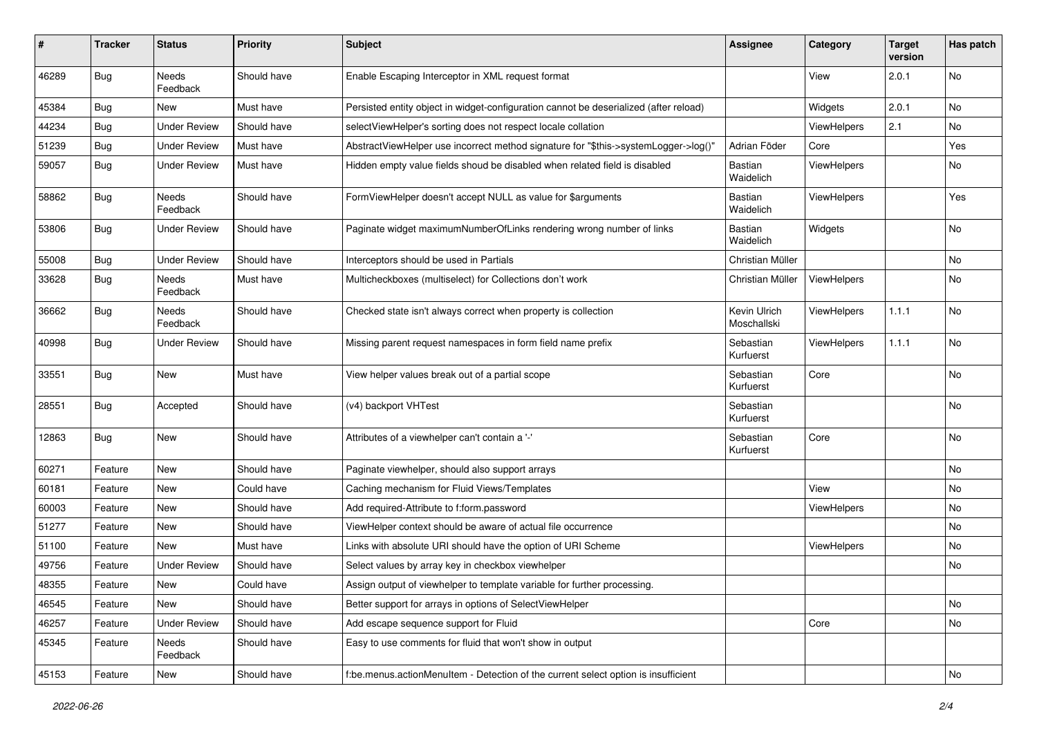| # | Tracker | Status | Priority | Subject | Assignee | Category | Target version | Has patch |
|---|---|---|---|---|---|---|---|---|
| 46289 | Bug | Needs Feedback | Should have | Enable Escaping Interceptor in XML request format | | View | 2.0.1 | No |
| 45384 | Bug | New | Must have | Persisted entity object in widget-configuration cannot be deserialized (after reload) | | Widgets | 2.0.1 | No |
| 44234 | Bug | Under Review | Should have | selectViewHelper's sorting does not respect locale collation | | ViewHelpers | 2.1 | No |
| 51239 | Bug | Under Review | Must have | AbstractViewHelper use incorrect method signature for "$this->systemLogger->log()" | Adrian Föder | Core | | Yes |
| 59057 | Bug | Under Review | Must have | Hidden empty value fields shoud be disabled when related field is disabled | Bastian Waidelich | ViewHelpers | | No |
| 58862 | Bug | Needs Feedback | Should have | FormViewHelper doesn't accept NULL as value for $arguments | Bastian Waidelich | ViewHelpers | | Yes |
| 53806 | Bug | Under Review | Should have | Paginate widget maximumNumberOfLinks rendering wrong number of links | Bastian Waidelich | Widgets | | No |
| 55008 | Bug | Under Review | Should have | Interceptors should be used in Partials | Christian Müller | | | No |
| 33628 | Bug | Needs Feedback | Must have | Multicheckboxes (multiselect) for Collections don't work | Christian Müller | ViewHelpers | | No |
| 36662 | Bug | Needs Feedback | Should have | Checked state isn't always correct when property is collection | Kevin Ulrich Moschallski | ViewHelpers | 1.1.1 | No |
| 40998 | Bug | Under Review | Should have | Missing parent request namespaces in form field name prefix | Sebastian Kurfuerst | ViewHelpers | 1.1.1 | No |
| 33551 | Bug | New | Must have | View helper values break out of a partial scope | Sebastian Kurfuerst | Core | | No |
| 28551 | Bug | Accepted | Should have | (v4) backport VHTest | Sebastian Kurfuerst | | | No |
| 12863 | Bug | New | Should have | Attributes of a viewhelper can't contain a '-' | Sebastian Kurfuerst | Core | | No |
| 60271 | Feature | New | Should have | Paginate viewhelper, should also support arrays | | | | No |
| 60181 | Feature | New | Could have | Caching mechanism for Fluid Views/Templates | | View | | No |
| 60003 | Feature | New | Should have | Add required-Attribute to f:form.password | | ViewHelpers | | No |
| 51277 | Feature | New | Should have | ViewHelper context should be aware of actual file occurrence | | | | No |
| 51100 | Feature | New | Must have | Links with absolute URI should have the option of URI Scheme | | ViewHelpers | | No |
| 49756 | Feature | Under Review | Should have | Select values by array key in checkbox viewhelper | | | | No |
| 48355 | Feature | New | Could have | Assign output of viewhelper to template variable for further processing. | | | | |
| 46545 | Feature | New | Should have | Better support for arrays in options of SelectViewHelper | | | | No |
| 46257 | Feature | Under Review | Should have | Add escape sequence support for Fluid | | Core | | No |
| 45345 | Feature | Needs Feedback | Should have | Easy to use comments for fluid that won't show in output | | | | |
| 45153 | Feature | New | Should have | f:be.menus.actionMenuItem - Detection of the current select option is insufficient | | | | No |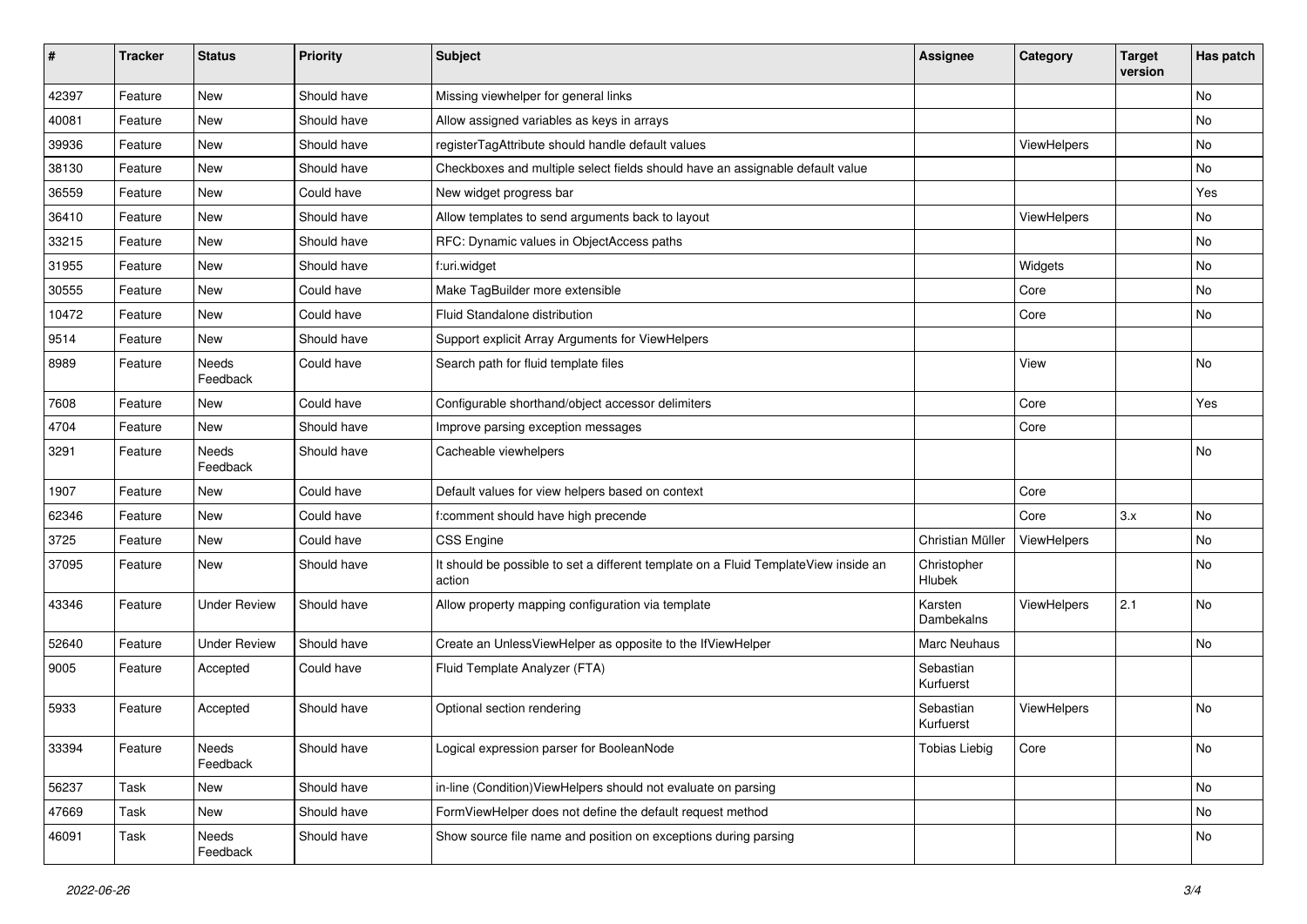| # | Tracker | Status | Priority | Subject | Assignee | Category | Target version | Has patch |
|---|---|---|---|---|---|---|---|---|
| 42397 | Feature | New | Should have | Missing viewhelper for general links | | | | No |
| 40081 | Feature | New | Should have | Allow assigned variables as keys in arrays | | | | No |
| 39936 | Feature | New | Should have | registerTagAttribute should handle default values | | ViewHelpers | | No |
| 38130 | Feature | New | Should have | Checkboxes and multiple select fields should have an assignable default value | | | | No |
| 36559 | Feature | New | Could have | New widget progress bar | | | | Yes |
| 36410 | Feature | New | Should have | Allow templates to send arguments back to layout | | ViewHelpers | | No |
| 33215 | Feature | New | Should have | RFC: Dynamic values in ObjectAccess paths | | | | No |
| 31955 | Feature | New | Should have | f:uri.widget | | Widgets | | No |
| 30555 | Feature | New | Could have | Make TagBuilder more extensible | | Core | | No |
| 10472 | Feature | New | Could have | Fluid Standalone distribution | | Core | | No |
| 9514 | Feature | New | Should have | Support explicit Array Arguments for ViewHelpers | | | | |
| 8989 | Feature | Needs Feedback | Could have | Search path for fluid template files | | View | | No |
| 7608 | Feature | New | Could have | Configurable shorthand/object accessor delimiters | | Core | | Yes |
| 4704 | Feature | New | Should have | Improve parsing exception messages | | Core | | |
| 3291 | Feature | Needs Feedback | Should have | Cacheable viewhelpers | | | | No |
| 1907 | Feature | New | Could have | Default values for view helpers based on context | | Core | | |
| 62346 | Feature | New | Could have | f:comment should have high precende | | Core | 3.x | No |
| 3725 | Feature | New | Could have | CSS Engine | Christian Müller | ViewHelpers | | No |
| 37095 | Feature | New | Should have | It should be possible to set a different template on a Fluid TemplateView inside an action | Christopher Hlubek | | | No |
| 43346 | Feature | Under Review | Should have | Allow property mapping configuration via template | Karsten Dambekalns | ViewHelpers | 2.1 | No |
| 52640 | Feature | Under Review | Should have | Create an UnlessViewHelper as opposite to the IfViewHelper | Marc Neuhaus | | | No |
| 9005 | Feature | Accepted | Could have | Fluid Template Analyzer (FTA) | Sebastian Kurfuerst | | | |
| 5933 | Feature | Accepted | Should have | Optional section rendering | Sebastian Kurfuerst | ViewHelpers | | No |
| 33394 | Feature | Needs Feedback | Should have | Logical expression parser for BooleanNode | Tobias Liebig | Core | | No |
| 56237 | Task | New | Should have | in-line (Condition)ViewHelpers should not evaluate on parsing | | | | No |
| 47669 | Task | New | Should have | FormViewHelper does not define the default request method | | | | No |
| 46091 | Task | Needs Feedback | Should have | Show source file name and position on exceptions during parsing | | | | No |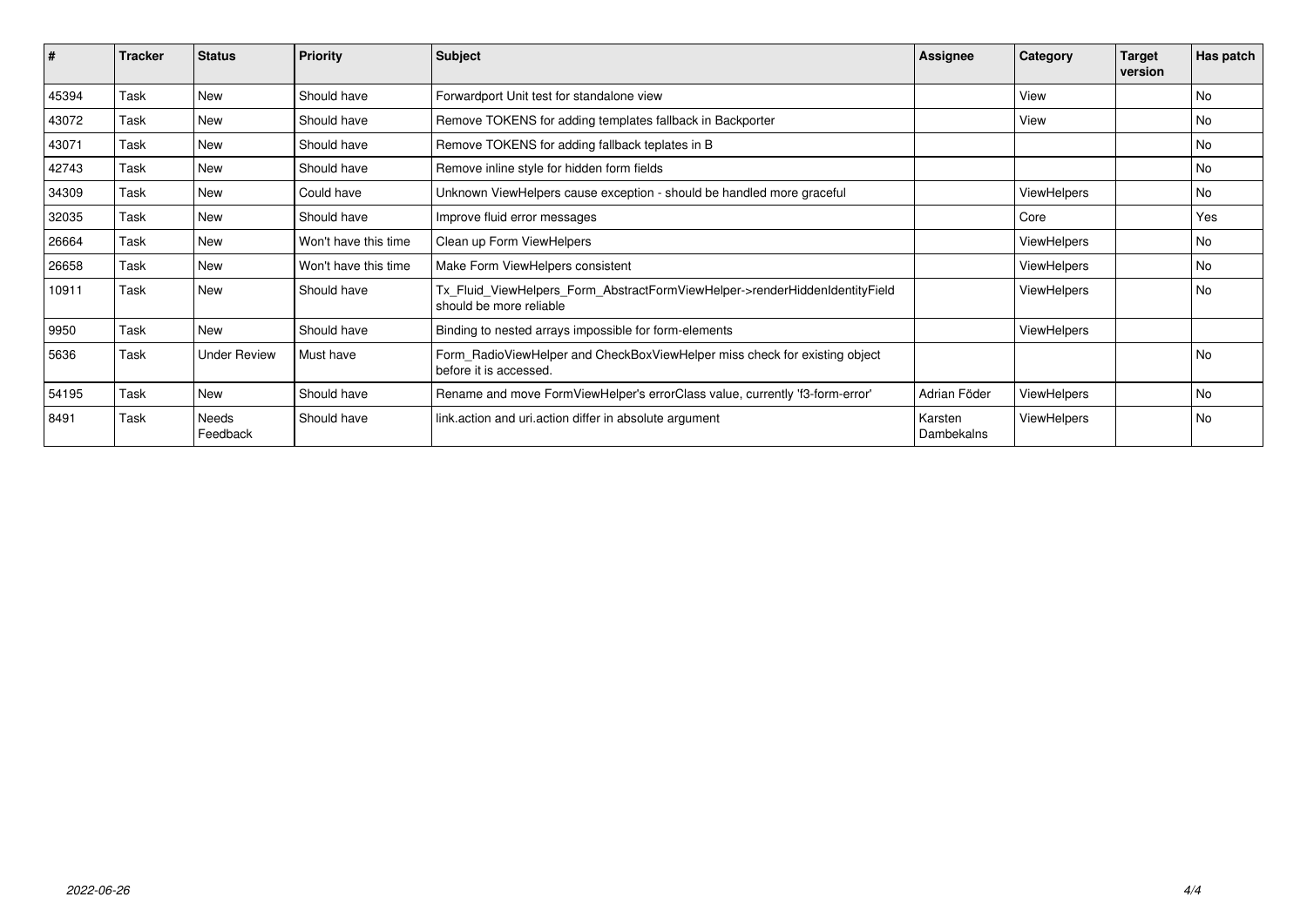| # | Tracker | Status | Priority | Subject | Assignee | Category | Target version | Has patch |
|---|---|---|---|---|---|---|---|---|
| 45394 | Task | New | Should have | Forwardport Unit test for standalone view | | View | | No |
| 43072 | Task | New | Should have | Remove TOKENS for adding templates fallback in Backporter | | View | | No |
| 43071 | Task | New | Should have | Remove TOKENS for adding fallback teplates in B | | | | No |
| 42743 | Task | New | Should have | Remove inline style for hidden form fields | | | | No |
| 34309 | Task | New | Could have | Unknown ViewHelpers cause exception - should be handled more graceful | | ViewHelpers | | No |
| 32035 | Task | New | Should have | Improve fluid error messages | | Core | | Yes |
| 26664 | Task | New | Won't have this time | Clean up Form ViewHelpers | | ViewHelpers | | No |
| 26658 | Task | New | Won't have this time | Make Form ViewHelpers consistent | | ViewHelpers | | No |
| 10911 | Task | New | Should have | Tx_Fluid_ViewHelpers_Form_AbstractFormViewHelper->renderHiddenIdentityField should be more reliable | | ViewHelpers | | No |
| 9950 | Task | New | Should have | Binding to nested arrays impossible for form-elements | | ViewHelpers | | |
| 5636 | Task | Under Review | Must have | Form_RadioViewHelper and CheckBoxViewHelper miss check for existing object before it is accessed. | | | | No |
| 54195 | Task | New | Should have | Rename and move FormViewHelper's errorClass value, currently 'f3-form-error' | Adrian Föder | ViewHelpers | | No |
| 8491 | Task | Needs Feedback | Should have | link.action and uri.action differ in absolute argument | Karsten Dambekalns | ViewHelpers | | No |

2022-06-26